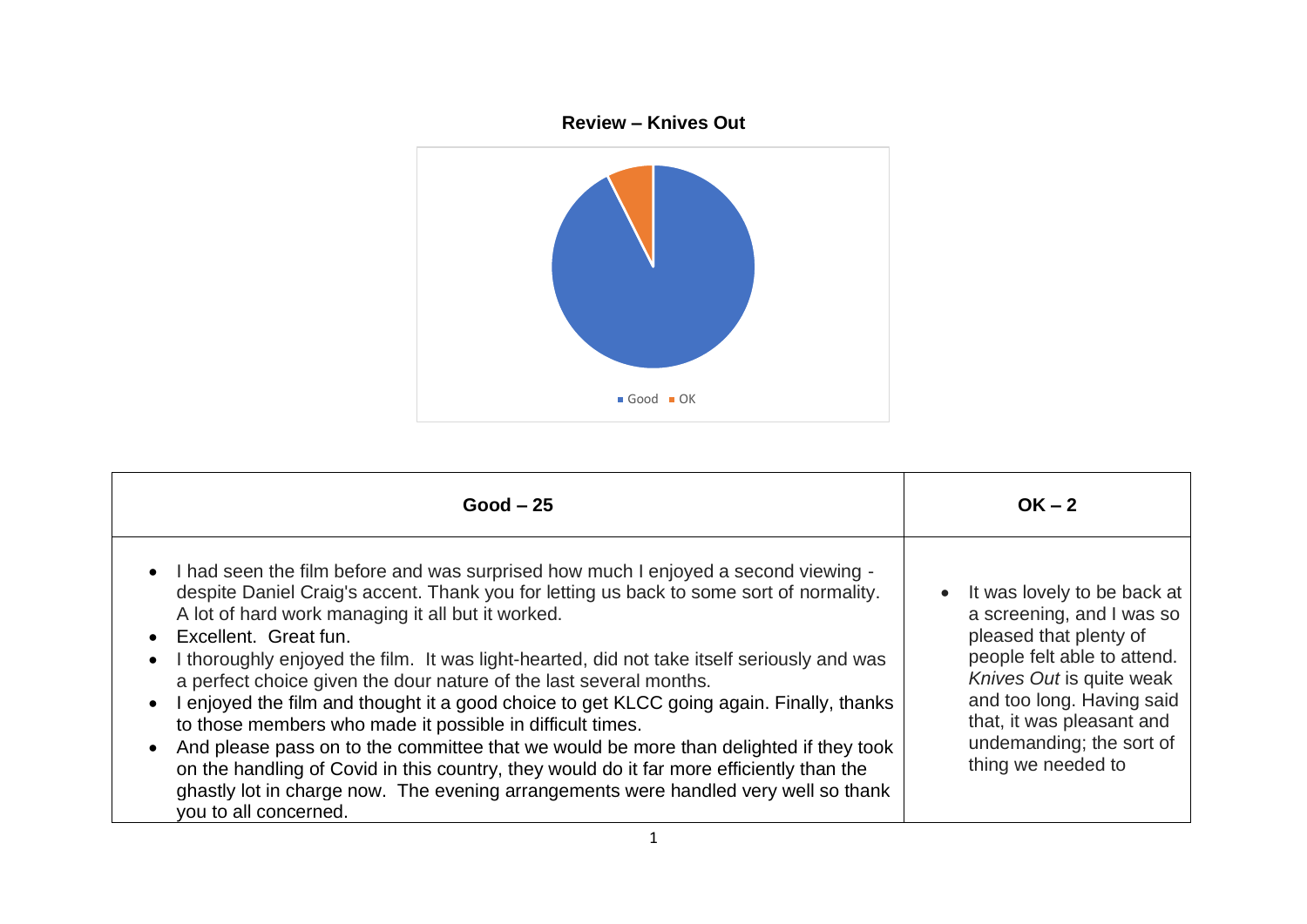**Review – Knives Out**

Good OK

| Good – 25 | OK – 2 |
|---|---|
| • I had seen the film before and was surprised how much I enjoyed a second viewing - despite Daniel Craig's accent. Thank you for letting us back to some sort of normality. A lot of hard work managing it all but it worked.<br>• Excellent. Great fun.<br>• I thoroughly enjoyed the film. It was light-hearted, did not take itself seriously and was a perfect choice given the dour nature of the last several months.<br>• I enjoyed the film and thought it a good choice to get KLCC going again. Finally, thanks to those members who made it possible in difficult times.<br>• And please pass on to the committee that we would be more than delighted if they took on the handling of Covid in this country, they would do it far more efficiently than the ghastly lot in charge now. The evening arrangements were handled very well so thank you to all concerned. | • It was lovely to be back at a screening, and I was so pleased that plenty of people felt able to attend. *Knives Out* is quite weak and too long. Having said that, it was pleasant and undemanding; the sort of thing we needed to |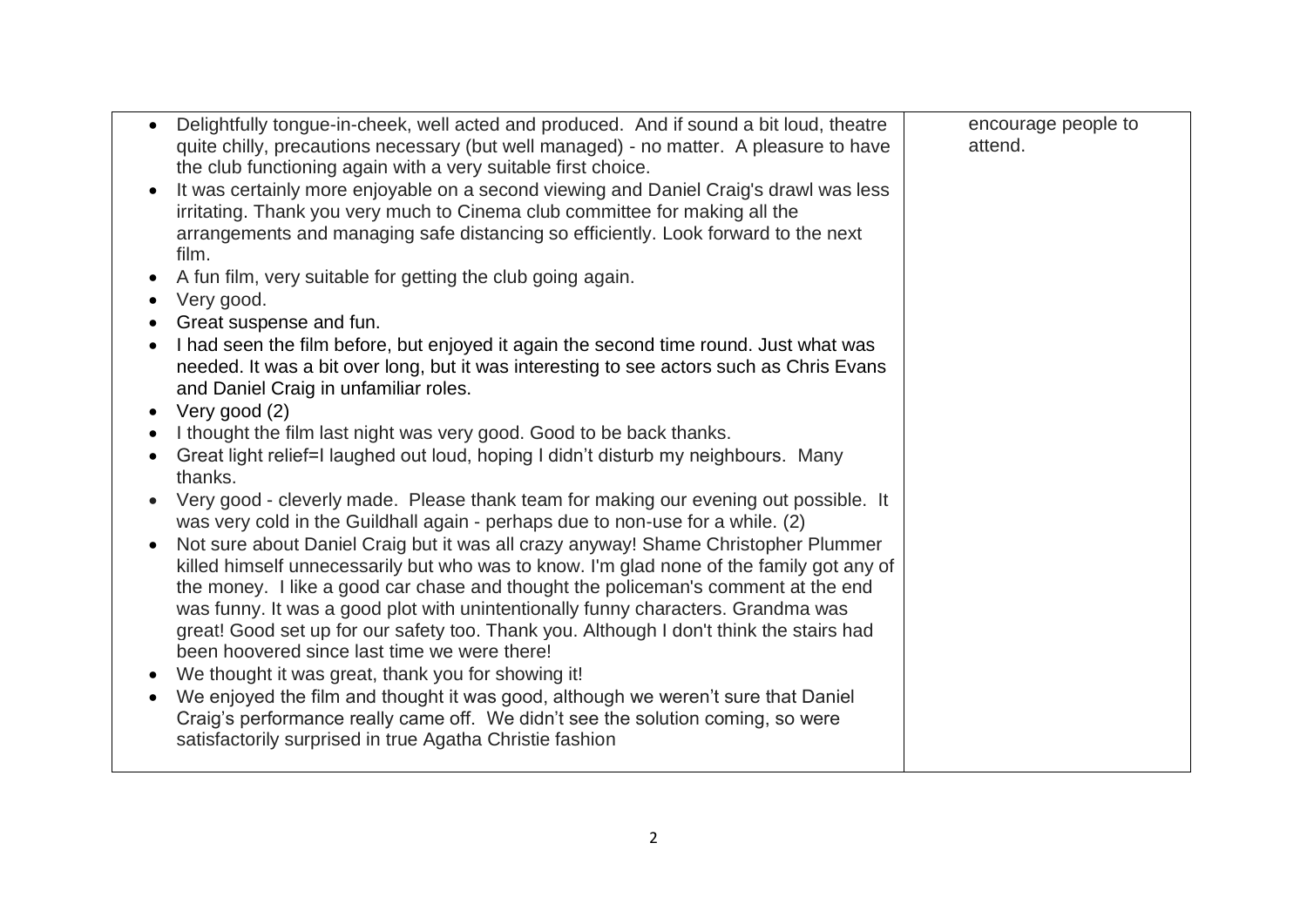| | |
|---|---|
| • Delightfully tongue-in-cheek, well acted and produced. And if sound a bit loud, theatre quite chilly, precautions necessary (but well managed) - no matter. A pleasure to have the club functioning again with a very suitable first choice.<br>• It was certainly more enjoyable on a second viewing and Daniel Craig's drawl was less irritating. Thank you very much to Cinema club committee for making all the arrangements and managing safe distancing so efficiently. Look forward to the next film.<br>• A fun film, very suitable for getting the club going again.<br>• Very good.<br>• Great suspense and fun.<br>• I had seen the film before, but enjoyed it again the second time round. Just what was needed. It was a bit over long, but it was interesting to see actors such as Chris Evans and Daniel Craig in unfamiliar roles.<br>• Very good (2)<br>• I thought the film last night was very good. Good to be back thanks.<br>• Great light relief=I laughed out loud, hoping I didn't disturb my neighbours. Many thanks.<br>• Very good - cleverly made. Please thank team for making our evening out possible. It was very cold in the Guildhall again - perhaps due to non-use for a while. (2)<br>• Not sure about Daniel Craig but it was all crazy anyway! Shame Christopher Plummer killed himself unnecessarily but who was to know. I'm glad none of the family got any of the money. I like a good car chase and thought the policeman's comment at the end was funny. It was a good plot with unintentionally funny characters. Grandma was great! Good set up for our safety too. Thank you. Although I don't think the stairs had been hoovered since last time we were there!<br>• We thought it was great, thank you for showing it!<br>• We enjoyed the film and thought it was good, although we weren't sure that Daniel Craig's performance really came off. We didn't see the solution coming, so were satisfactorily surprised in true Agatha Christie fashion | encourage people to attend. |